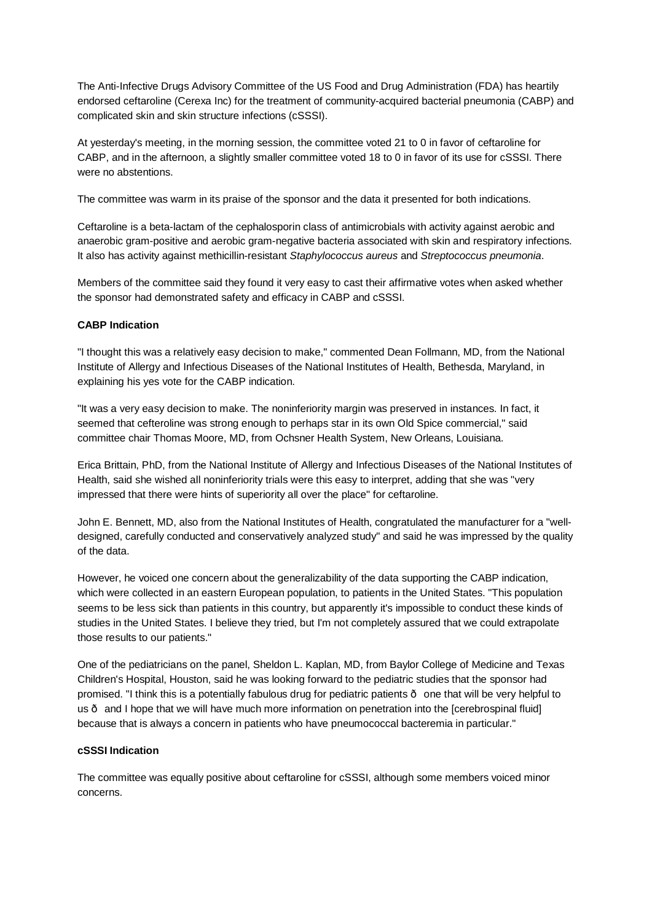The Anti-Infective Drugs Advisory Committee of the US Food and Drug Administration (FDA) has heartily endorsed ceftaroline (Cerexa Inc) for the treatment of community-acquired bacterial pneumonia (CABP) and complicated skin and skin structure infections (cSSSI).

At yesterday's meeting, in the morning session, the committee voted 21 to 0 in favor of ceftaroline for CABP, and in the afternoon, a slightly smaller committee voted 18 to 0 in favor of its use for cSSSI. There were no abstentions.

The committee was warm in its praise of the sponsor and the data it presented for both indications.

Ceftaroline is a beta-lactam of the cephalosporin class of antimicrobials with activity against aerobic and anaerobic gram-positive and aerobic gram-negative bacteria associated with skin and respiratory infections. It also has activity against methicillin-resistant *Staphylococcus aureus* and *Streptococcus pneumonia*.

Members of the committee said they found it very easy to cast their affirmative votes when asked whether the sponsor had demonstrated safety and efficacy in CABP and cSSSI.

**CABP Indication**

"I thought this was a relatively easy decision to make," commented Dean Follmann, MD, from the National Institute of Allergy and Infectious Diseases of the National Institutes of Health, Bethesda, Maryland, in explaining his yes vote for the CABP indication.

"It was a very easy decision to make. The noninferiority margin was preserved in instances. In fact, it seemed that cefteroline was strong enough to perhaps star in its own Old Spice commercial," said committee chair Thomas Moore, MD, from Ochsner Health System, New Orleans, Louisiana.

Erica Brittain, PhD, from the National Institute of Allergy and Infectious Diseases of the National Institutes of Health, said she wished all noninferiority trials were this easy to interpret, adding that she was "very impressed that there were hints of superiority all over the place" for ceftaroline.

John E. Bennett, MD, also from the National Institutes of Health, congratulated the manufacturer for a "well-designed, carefully conducted and conservatively analyzed study" and said he was impressed by the quality of the data.

However, he voiced one concern about the generalizability of the data supporting the CABP indication, which were collected in an eastern European population, to patients in the United States. "This population seems to be less sick than patients in this country, but apparently it's impossible to conduct these kinds of studies in the United States. I believe they tried, but I'm not completely assured that we could extrapolate those results to our patients."

One of the pediatricians on the panel, Sheldon L. Kaplan, MD, from Baylor College of Medicine and Texas Children's Hospital, Houston, said he was looking forward to the pediatric studies that the sponsor had promised. "I think this is a potentially fabulous drug for pediatric patients ð one that will be very helpful to us ð and I hope that we will have much more information on penetration into the [cerebrospinal fluid] because that is always a concern in patients who have pneumococcal bacteremia in particular."

**cSSSI Indication**

The committee was equally positive about ceftaroline for cSSSI, although some members voiced minor concerns.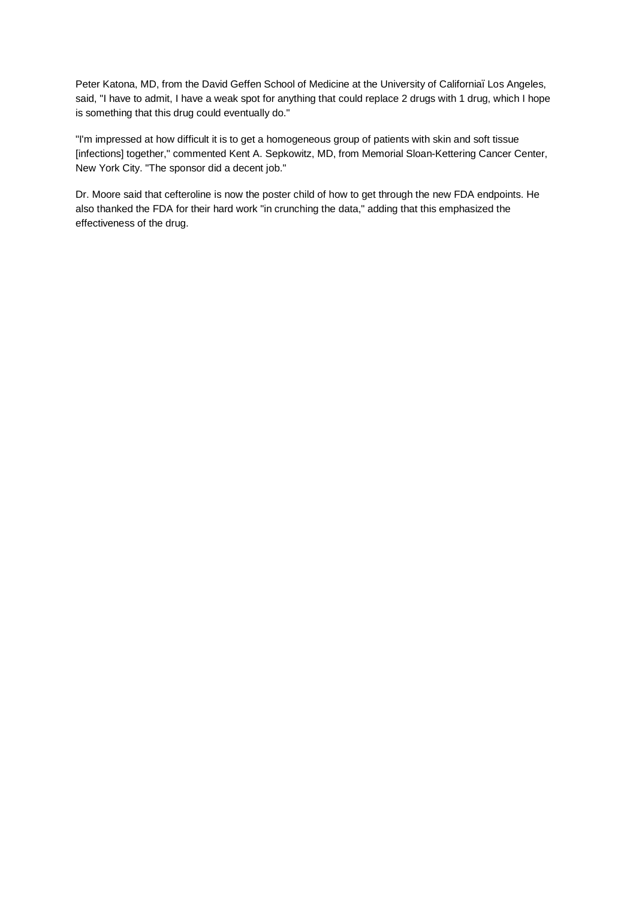Peter Katona, MD, from the David Geffen School of Medicine at the University of Californiaï Los Angeles, said, "I have to admit, I have a weak spot for anything that could replace 2 drugs with 1 drug, which I hope is something that this drug could eventually do."

"I'm impressed at how difficult it is to get a homogeneous group of patients with skin and soft tissue [infections] together," commented Kent A. Sepkowitz, MD, from Memorial Sloan-Kettering Cancer Center, New York City. "The sponsor did a decent job."

Dr. Moore said that cefteroline is now the poster child of how to get through the new FDA endpoints. He also thanked the FDA for their hard work "in crunching the data," adding that this emphasized the effectiveness of the drug.